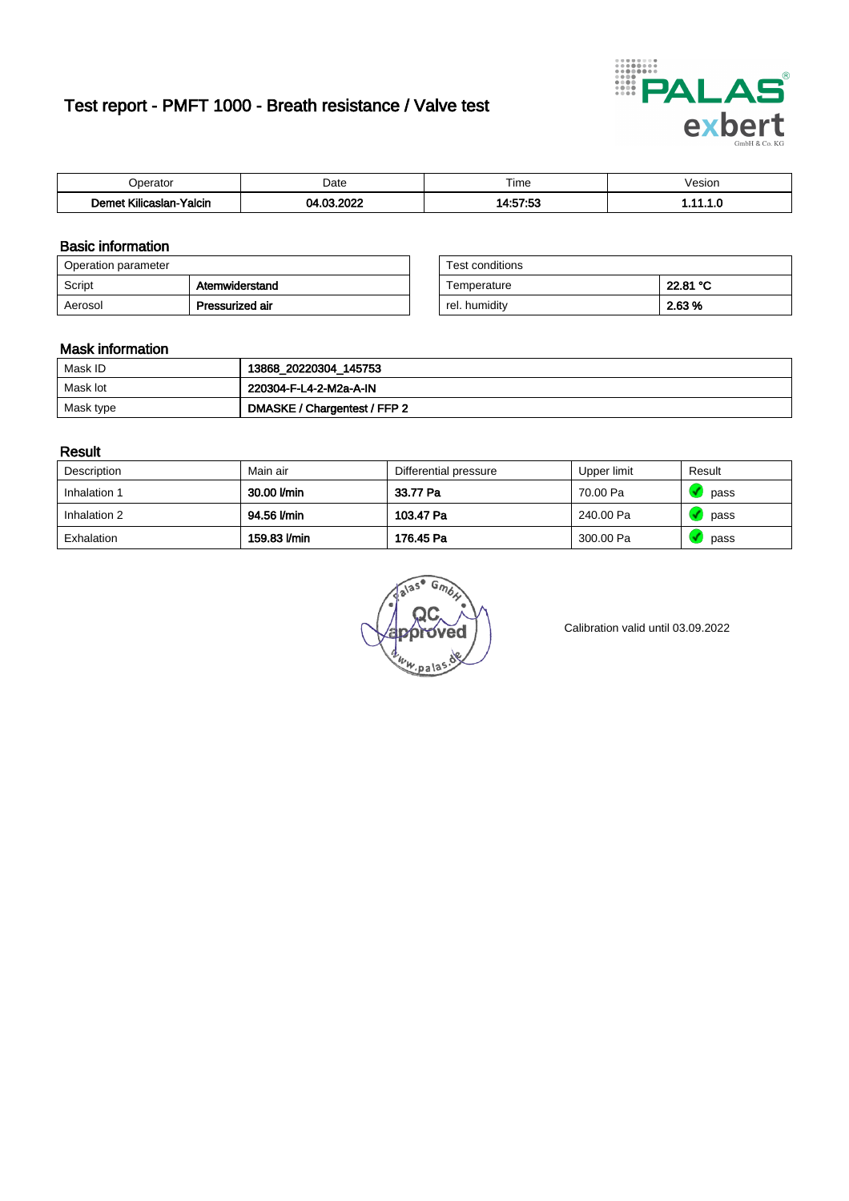# Test report - PMFT 1000 - Breath resistance / Valve test

| Operator | Date | Time | Vesion |
|---|---|---|---|
| **Demet Kilicaslan-Yalcin** | **04.03.2022** | **14:57:53** | **1.11.1.0** |

## Basic information

| Operation parameter | |
|---|---|
| Script | **Atemwiderstand** |
| Aerosol | **Pressurized air** |

| Test conditions | |
|---|---|
| Temperature | **22.81 °C** |
| rel. humidity | **2.63 %** |

## Mask information

| | |
|---|---|
| Mask ID | **13868_20220304_145753** |
| Mask lot | **220304-F-L4-2-M2a-A-IN** |
| Mask type | **DMASKE / Chargentest / FFP 2** |

## Result

| Description | Main air | Differential pressure | Upper limit | Result |
|---|---|---|---|---|
| Inhalation 1 | **30.00 l/min** | **33.77 Pa** | 70.00 Pa | pass |
| Inhalation 2 | **94.56 l/min** | **103.47 Pa** | 240.00 Pa | pass |
| Exhalation | **159.83 l/min** | **176.45 Pa** | 300.00 Pa | pass |

Calibration valid until 03.09.2022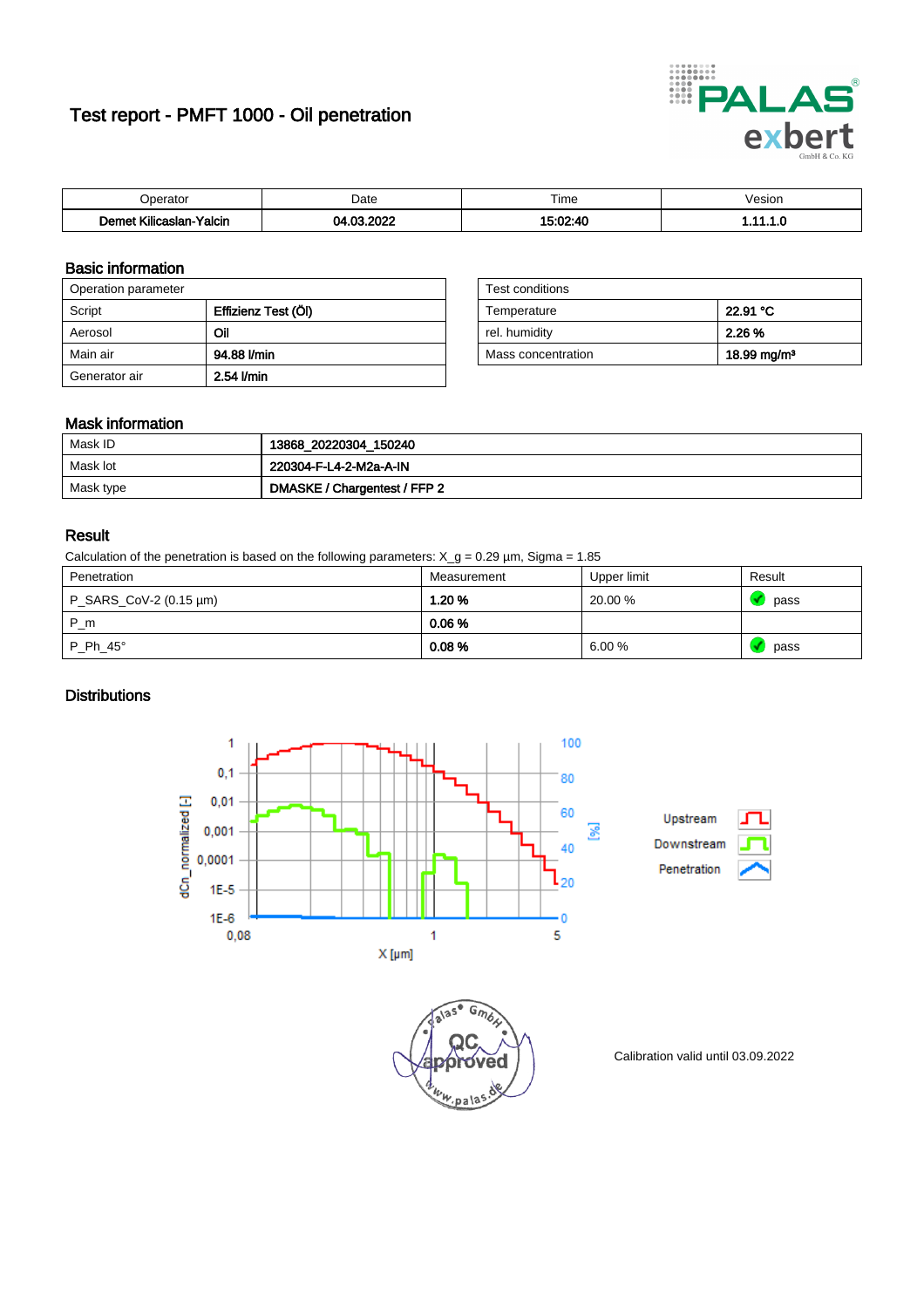# Test report - PMFT 1000 - Oil penetration

PALAS exbert GmbH & Co. KG

| Operator | Date | Time | Vesion |
|---|---|---|---|
| Demet Kilicaslan-Yalcin | 04.03.2022 | 15:02:40 | 1.11.1.0 |

## Basic information

| Operation parameter | |
|---|---|
| Script | Effizienz Test (Öl) |
| Aerosol | Oil |
| Main air | 94.88 l/min |
| Generator air | 2.54 l/min |

| Test conditions | |
|---|---|
| Temperature | 22.91 °C |
| rel. humidity | 2.26 % |
| Mass concentration | 18.99 mg/m³ |

## Mask information

| | |
|---|---|
| Mask ID | 13868_20220304_150240 |
| Mask lot | 220304-F-L4-2-M2a-A-IN |
| Mask type | DMASKE / Chargentest / FFP 2 |

## Result

Calculation of the penetration is based on the following parameters: $X_g$ = 0.29 µm, Sigma = 1.85

| Penetration | Measurement | Upper limit | Result |
|---|---|---|---|
| P_SARS_CoV-2 (0.15 µm) | 1.20 % | 20.00 % | pass |
| P_m | 0.06 % | | |
| P_Ph_45° | 0.08 % | 6.00 % | pass |

## Distributions

dCn_normalized [-]
1
0,1
0,01
0,001
0,0001
1E-5
1E-6
0,08
1
5
X [µm]
[%]
100
80
60
40
20
0
Upstream
Downstream
Penetration

Palas® GmbH QC approved www.palas.de

Calibration valid until 03.09.2022